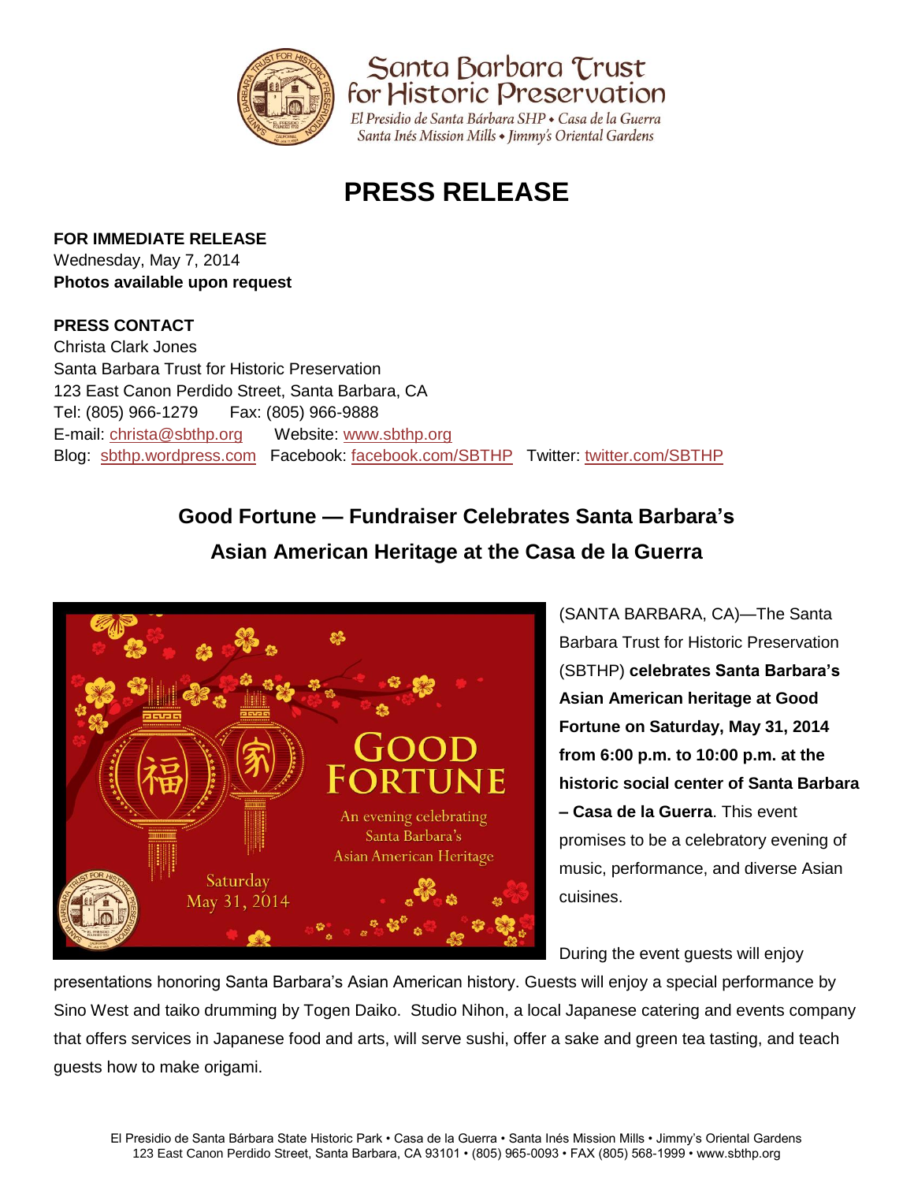Santa Barbara Trust for Historic Preservation

*El Presidio de Santa Bárbara SHP • Casa de la Guerra*
*Santa Inés Mission Mills • Jimmy's Oriental Gardens*

# PRESS RELEASE

**FOR IMMEDIATE RELEASE**
Wednesday, May 7, 2014
**Photos available upon request**

**PRESS CONTACT**
Christa Clark Jones
Santa Barbara Trust for Historic Preservation
123 East Canon Perdido Street, Santa Barbara, CA
Tel: (805) 966-1279 Fax: (805) 966-9888
E-mail: christa@sbthp.org Website: www.sbthp.org
Blog: sbthp.wordpress.com Facebook: facebook.com/SBTHP Twitter: twitter.com/SBTHP

## Good Fortune — Fundraiser Celebrates Santa Barbara's Asian American Heritage at the Casa de la Guerra

(SANTA BARBARA, CA)—The Santa Barbara Trust for Historic Preservation (SBTHP) **celebrates Santa Barbara's Asian American heritage at Good Fortune on Saturday, May 31, 2014 from 6:00 p.m. to 10:00 p.m. at the historic social center of Santa Barbara – Casa de la Guerra**. This event promises to be a celebratory evening of music, performance, and diverse Asian cuisines.

During the event guests will enjoy presentations honoring Santa Barbara's Asian American history. Guests will enjoy a special performance by Sino West and taiko drumming by Togen Daiko. Studio Nihon, a local Japanese catering and events company that offers services in Japanese food and arts, will serve sushi, offer a sake and green tea tasting, and teach guests how to make origami.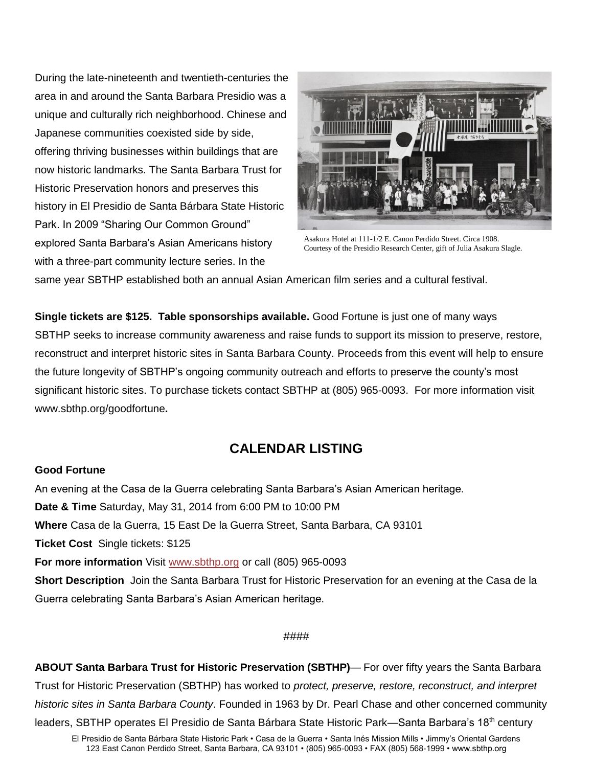During the late-nineteenth and twentieth-centuries the area in and around the Santa Barbara Presidio was a unique and culturally rich neighborhood. Chinese and Japanese communities coexisted side by side, offering thriving businesses within buildings that are now historic landmarks. The Santa Barbara Trust for Historic Preservation honors and preserves this history in El Presidio de Santa Bárbara State Historic Park. In 2009 “Sharing Our Common Ground” explored Santa Barbara’s Asian Americans history with a three-part community lecture series. In the same year SBTHP established both an annual Asian American film series and a cultural festival.

Asakura Hotel at 111-1/2 E. Canon Perdido Street. Circa 1908.
Courtesy of the Presidio Research Center, gift of Julia Asakura Slagle.

**Single tickets are $125. Table sponsorships available.** Good Fortune is just one of many ways SBTHP seeks to increase community awareness and raise funds to support its mission to preserve, restore, reconstruct and interpret historic sites in Santa Barbara County. Proceeds from this event will help to ensure the future longevity of SBTHP’s ongoing community outreach and efforts to preserve the county’s most significant historic sites. To purchase tickets contact SBTHP at (805) 965-0093. For more information visit www.sbthp.org/goodfortune**.**

## CALENDAR LISTING

**Good Fortune**

An evening at the Casa de la Guerra celebrating Santa Barbara’s Asian American heritage.

**Date & Time** Saturday, May 31, 2014 from 6:00 PM to 10:00 PM

**Where** Casa de la Guerra, 15 East De la Guerra Street, Santa Barbara, CA 93101

**Ticket Cost** Single tickets: $125

**For more information** Visit www.sbthp.org or call (805) 965-0093

**Short Description** Join the Santa Barbara Trust for Historic Preservation for an evening at the Casa de la Guerra celebrating Santa Barbara’s Asian American heritage.

####

**ABOUT Santa Barbara Trust for Historic Preservation (SBTHP)**— For over fifty years the Santa Barbara Trust for Historic Preservation (SBTHP) has worked to *protect, preserve, restore, reconstruct, and interpret historic sites in Santa Barbara County*. Founded in 1963 by Dr. Pearl Chase and other concerned community leaders, SBTHP operates El Presidio de Santa Bárbara State Historic Park—Santa Barbara’s 18th century

El Presidio de Santa Bárbara State Historic Park • Casa de la Guerra • Santa Inés Mission Mills • Jimmy’s Oriental Gardens
123 East Canon Perdido Street, Santa Barbara, CA 93101 • (805) 965-0093 • FAX (805) 568-1999 • www.sbthp.org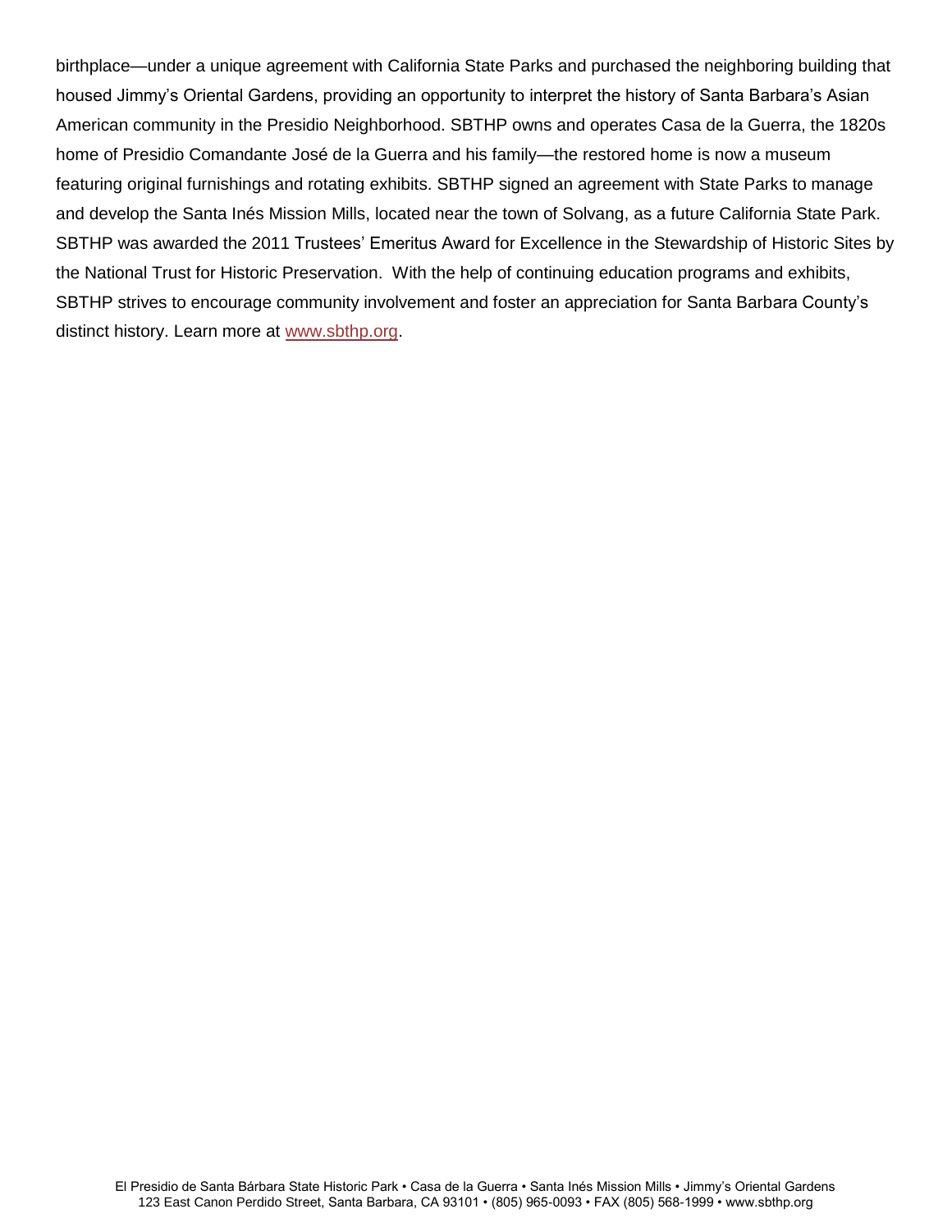birthplace—under a unique agreement with California State Parks and purchased the neighboring building that housed Jimmy's Oriental Gardens, providing an opportunity to interpret the history of Santa Barbara's Asian American community in the Presidio Neighborhood. SBTHP owns and operates Casa de la Guerra, the 1820s home of Presidio Comandante José de la Guerra and his family—the restored home is now a museum featuring original furnishings and rotating exhibits. SBTHP signed an agreement with State Parks to manage and develop the Santa Inés Mission Mills, located near the town of Solvang, as a future California State Park. SBTHP was awarded the 2011 Trustees' Emeritus Award for Excellence in the Stewardship of Historic Sites by the National Trust for Historic Preservation. With the help of continuing education programs and exhibits, SBTHP strives to encourage community involvement and foster an appreciation for Santa Barbara County's distinct history. Learn more at [www.sbthp.org](http://www.sbthp.org).